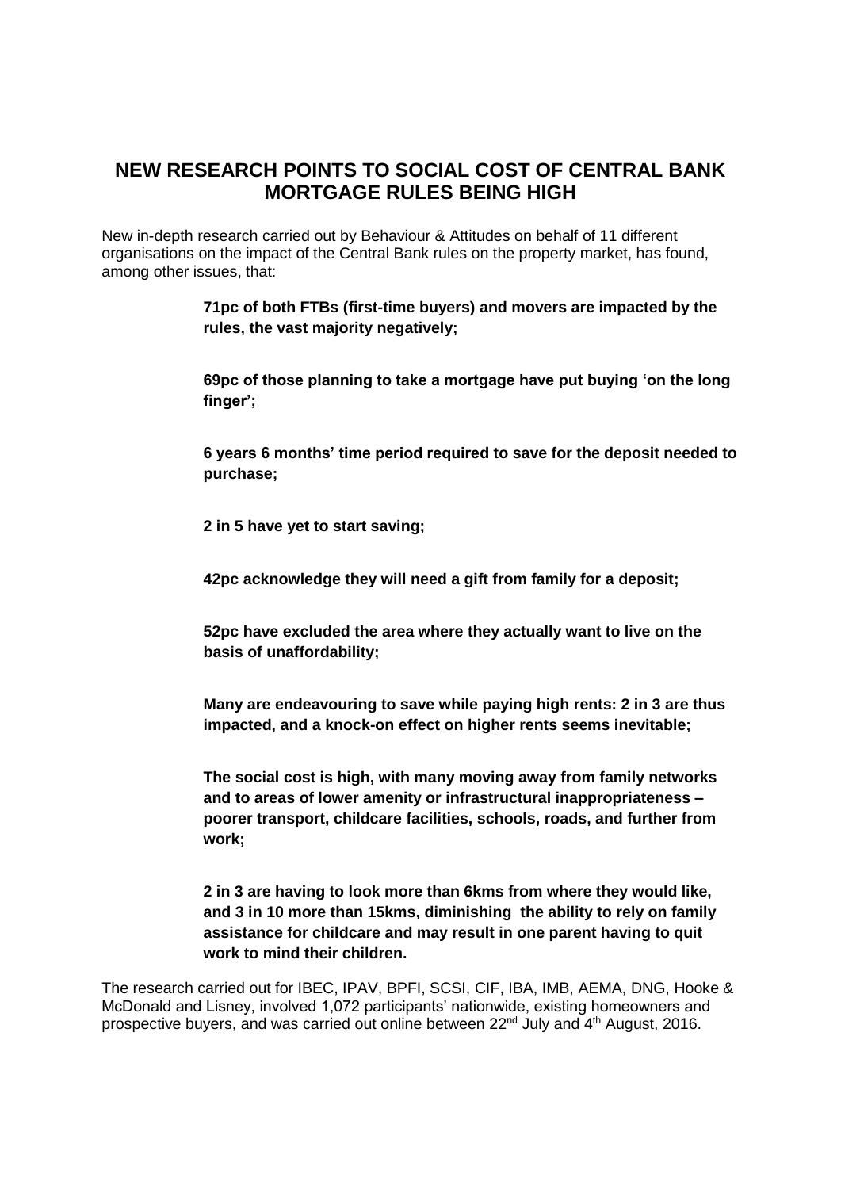# NEW RESEARCH POINTS TO SOCIAL COST OF CENTRAL BANK MORTGAGE RULES BEING HIGH

New in-depth research carried out by Behaviour & Attitudes on behalf of 11 different organisations on the impact of the Central Bank rules on the property market, has found, among other issues, that:

> **71pc of both FTBs (first-time buyers) and movers are impacted by the rules, the vast majority negatively;**
>
> **69pc of those planning to take a mortgage have put buying 'on the long finger';**
>
> **6 years 6 months' time period required to save for the deposit needed to purchase;**
>
> **2 in 5 have yet to start saving;**
>
> **42pc acknowledge they will need a gift from family for a deposit;**
>
> **52pc have excluded the area where they actually want to live on the basis of unaffordability;**
>
> **Many are endeavouring to save while paying high rents: 2 in 3 are thus impacted, and a knock-on effect on higher rents seems inevitable;**
>
> **The social cost is high, with many moving away from family networks and to areas of lower amenity or infrastructural inappropriateness – poorer transport, childcare facilities, schools, roads, and further from work;**
>
> **2 in 3 are having to look more than 6kms from where they would like, and 3 in 10 more than 15kms, diminishing the ability to rely on family assistance for childcare and may result in one parent having to quit work to mind their children.**

The research carried out for IBEC, IPAV, BPFI, SCSI, CIF, IBA, IMB, AEMA, DNG, Hooke & McDonald and Lisney, involved 1,072 participants' nationwide, existing homeowners and prospective buyers, and was carried out online between 22nd July and 4th August, 2016.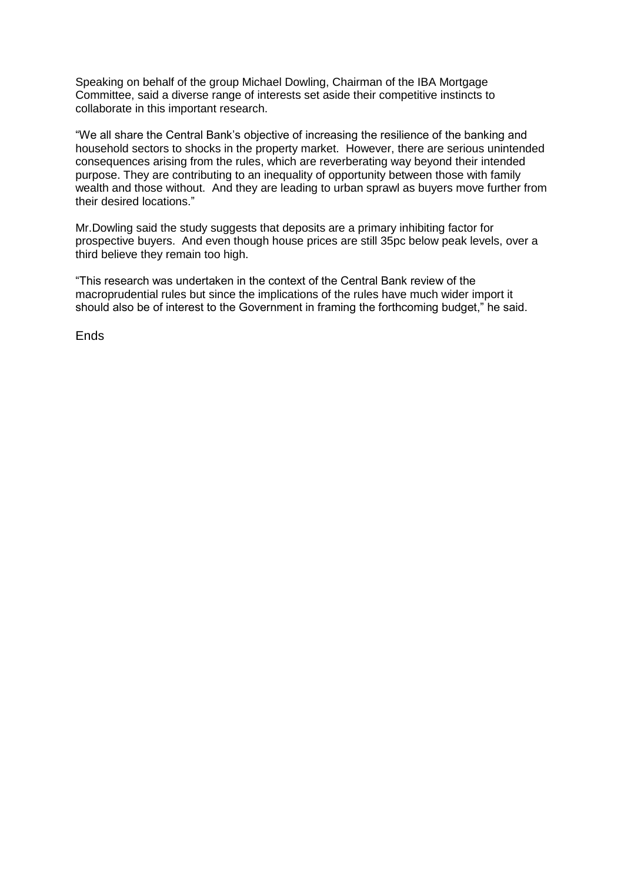Speaking on behalf of the group Michael Dowling, Chairman of the IBA Mortgage Committee, said a diverse range of interests set aside their competitive instincts to collaborate in this important research.

"We all share the Central Bank's objective of increasing the resilience of the banking and household sectors to shocks in the property market. However, there are serious unintended consequences arising from the rules, which are reverberating way beyond their intended purpose. They are contributing to an inequality of opportunity between those with family wealth and those without. And they are leading to urban sprawl as buyers move further from their desired locations."

Mr.Dowling said the study suggests that deposits are a primary inhibiting factor for prospective buyers. And even though house prices are still 35pc below peak levels, over a third believe they remain too high.

"This research was undertaken in the context of the Central Bank review of the macroprudential rules but since the implications of the rules have much wider import it should also be of interest to the Government in framing the forthcoming budget," he said.

Ends